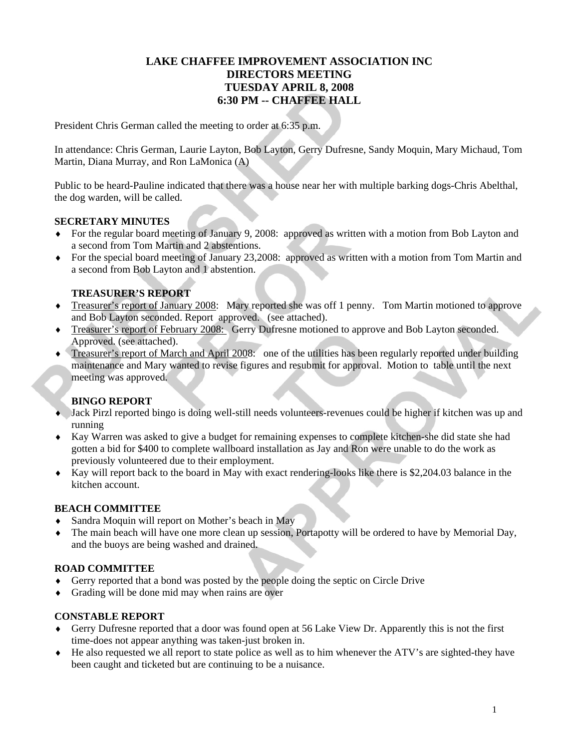# LAKE CHAFFEE IMPROVEMENT ASSOCIATION INC
## DIRECTORS MEETING
## TUESDAY APRIL 8, 2008
## 6:30 PM -- CHAFFEE HALL

President Chris German called the meeting to order at 6:35 p.m.

In attendance: Chris German, Laurie Layton, Bob Layton, Gerry Dufresne, Sandy Moquin, Mary Michaud, Tom Martin, Diana Murray, and Ron LaMonica (A)

Public to be heard-Pauline indicated that there was a house near her with multiple barking dogs-Chris Abelthal, the dog warden, will be called.

**SECRETARY MINUTES**

- For the regular board meeting of January 9, 2008: approved as written with a motion from Bob Layton and a second from Tom Martin and 2 abstentions.
- For the special board meeting of January 23,2008: approved as written with a motion from Tom Martin and a second from Bob Layton and 1 abstention.

**TREASURER'S REPORT**

- Treasurer's report of January 2008: Mary reported she was off 1 penny. Tom Martin motioned to approve and Bob Layton seconded. Report approved. (see attached).
- Treasurer's report of February 2008: Gerry Dufresne motioned to approve and Bob Layton seconded. Approved. (see attached).
- Treasurer's report of March and April 2008: one of the utilities has been regularly reported under building maintenance and Mary wanted to revise figures and resubmit for approval. Motion to table until the next meeting was approved.

**BINGO REPORT**

- Jack Pirzl reported bingo is doing well-still needs volunteers-revenues could be higher if kitchen was up and running
- Kay Warren was asked to give a budget for remaining expenses to complete kitchen-she did state she had gotten a bid for $400 to complete wallboard installation as Jay and Ron were unable to do the work as previously volunteered due to their employment.
- Kay will report back to the board in May with exact rendering-looks like there is $2,204.03 balance in the kitchen account.

**BEACH COMMITTEE**

- Sandra Moquin will report on Mother's beach in May
- The main beach will have one more clean up session, Portapotty will be ordered to have by Memorial Day, and the buoys are being washed and drained.

**ROAD COMMITTEE**

- Gerry reported that a bond was posted by the people doing the septic on Circle Drive
- Grading will be done mid may when rains are over

**CONSTABLE REPORT**

- Gerry Dufresne reported that a door was found open at 56 Lake View Dr. Apparently this is not the first time-does not appear anything was taken-just broken in.
- He also requested we all report to state police as well as to him whenever the ATV's are sighted-they have been caught and ticketed but are continuing to be a nuisance.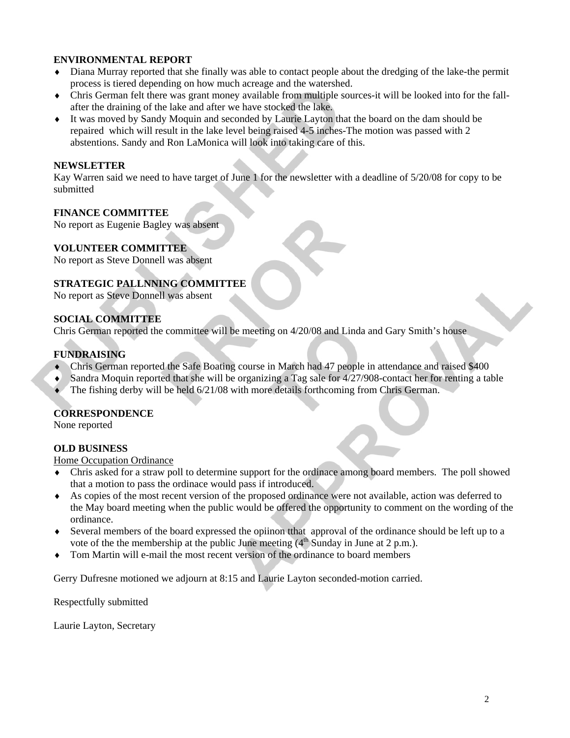**ENVIRONMENTAL REPORT**

- Diana Murray reported that she finally was able to contact people about the dredging of the lake-the permit process is tiered depending on how much acreage and the watershed.
- Chris German felt there was grant money available from multiple sources-it will be looked into for the fall-after the draining of the lake and after we have stocked the lake.
- It was moved by Sandy Moquin and seconded by Laurie Layton that the board on the dam should be repaired which will result in the lake level being raised 4-5 inches-The motion was passed with 2 abstentions. Sandy and Ron LaMonica will look into taking care of this.

**NEWSLETTER**

Kay Warren said we need to have target of June 1 for the newsletter with a deadline of 5/20/08 for copy to be submitted

**FINANCE COMMITTEE**

No report as Eugenie Bagley was absent

**VOLUNTEER COMMITTEE**

No report as Steve Donnell was absent

**STRATEGIC PALLNNING COMMITTEE**

No report as Steve Donnell was absent

**SOCIAL COMMITTEE**

Chris German reported the committee will be meeting on 4/20/08 and Linda and Gary Smith's house

**FUNDRAISING**

- Chris German reported the Safe Boating course in March had 47 people in attendance and raised $400
- Sandra Moquin reported that she will be organizing a Tag sale for 4/27/908-contact her for renting a table
- The fishing derby will be held 6/21/08 with more details forthcoming from Chris German.

**CORRESPONDENCE**

None reported

**OLD BUSINESS**

Home Occupation Ordinance

- Chris asked for a straw poll to determine support for the ordinace among board members. The poll showed that a motion to pass the ordinace would pass if introduced.
- As copies of the most recent version of the proposed ordinance were not available, action was deferred to the May board meeting when the public would be offered the opportunity to comment on the wording of the ordinance.
- Several members of the board expressed the opiinon tthat approval of the ordinance should be left up to a vote of the the membership at the public June meeting (4th Sunday in June at 2 p.m.).
- Tom Martin will e-mail the most recent version of the ordinance to board members

Gerry Dufresne motioned we adjourn at 8:15 and Laurie Layton seconded-motion carried.

Respectfully submitted

Laurie Layton, Secretary